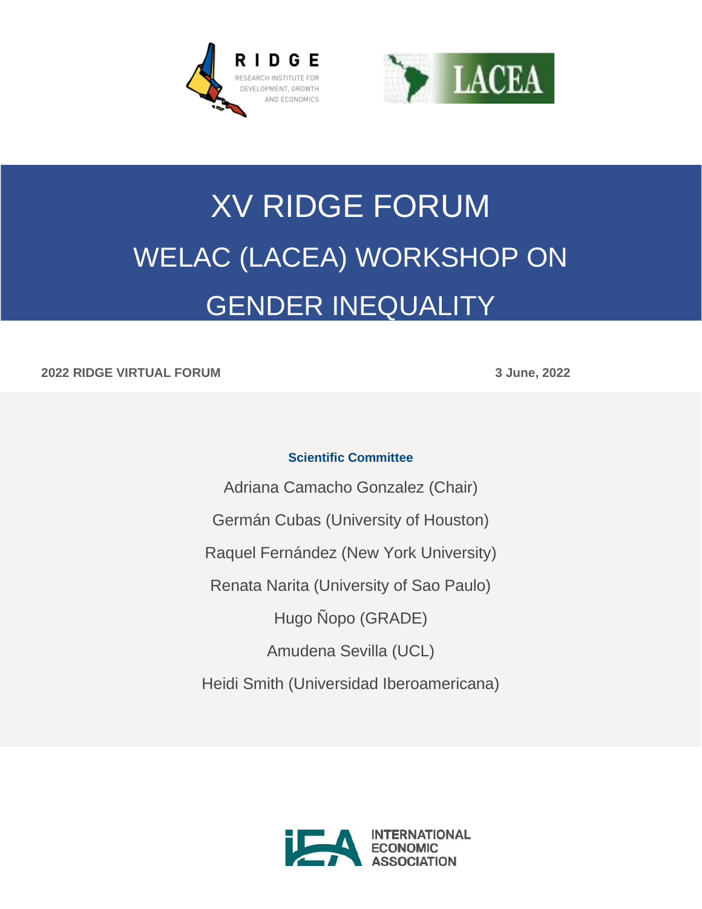RIDGE
RESEARCH INSTITUTE FOR DEVELOPMENT, GROWTH AND ECONOMICS

LACEA

# XV RIDGE FORUM

## WELAC (LACEA) WORKSHOP ON GENDER INEQUALITY

**2022 RIDGE VIRTUAL FORUM** **3 June, 2022**

**Scientific Committee**

Adriana Camacho Gonzalez (Chair)

Germán Cubas (University of Houston)

Raquel Fernández (New York University)

Renata Narita (University of Sao Paulo)

Hugo Ñopo (GRADE)

Amudena Sevilla (UCL)

Heidi Smith (Universidad Iberoamericana)

INTERNATIONAL ECONOMIC ASSOCIATION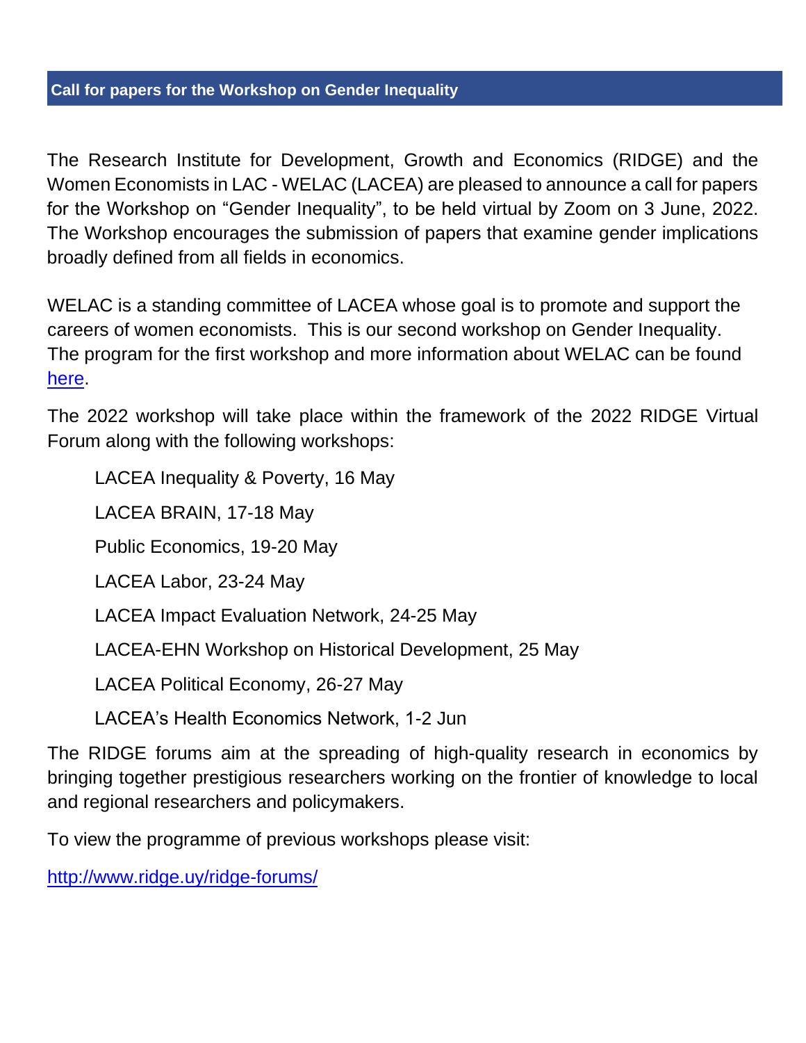## Call for papers for the Workshop on Gender Inequality

The Research Institute for Development, Growth and Economics (RIDGE) and the Women Economists in LAC - WELAC (LACEA) are pleased to announce a call for papers for the Workshop on "Gender Inequality", to be held virtual by Zoom on 3 June, 2022. The Workshop encourages the submission of papers that examine gender implications broadly defined from all fields in economics.

WELAC is a standing committee of LACEA whose goal is to promote and support the careers of women economists. This is our second workshop on Gender Inequality. The program for the first workshop and more information about WELAC can be found here.

The 2022 workshop will take place within the framework of the 2022 RIDGE Virtual Forum along with the following workshops:

- LACEA Inequality & Poverty, 16 May
- LACEA BRAIN, 17-18 May
- Public Economics, 19-20 May
- LACEA Labor, 23-24 May
- LACEA Impact Evaluation Network, 24-25 May
- LACEA-EHN Workshop on Historical Development, 25 May
- LACEA Political Economy, 26-27 May
- LACEA's Health Economics Network, 1-2 Jun

The RIDGE forums aim at the spreading of high-quality research in economics by bringing together prestigious researchers working on the frontier of knowledge to local and regional researchers and policymakers.

To view the programme of previous workshops please visit:

http://www.ridge.uy/ridge-forums/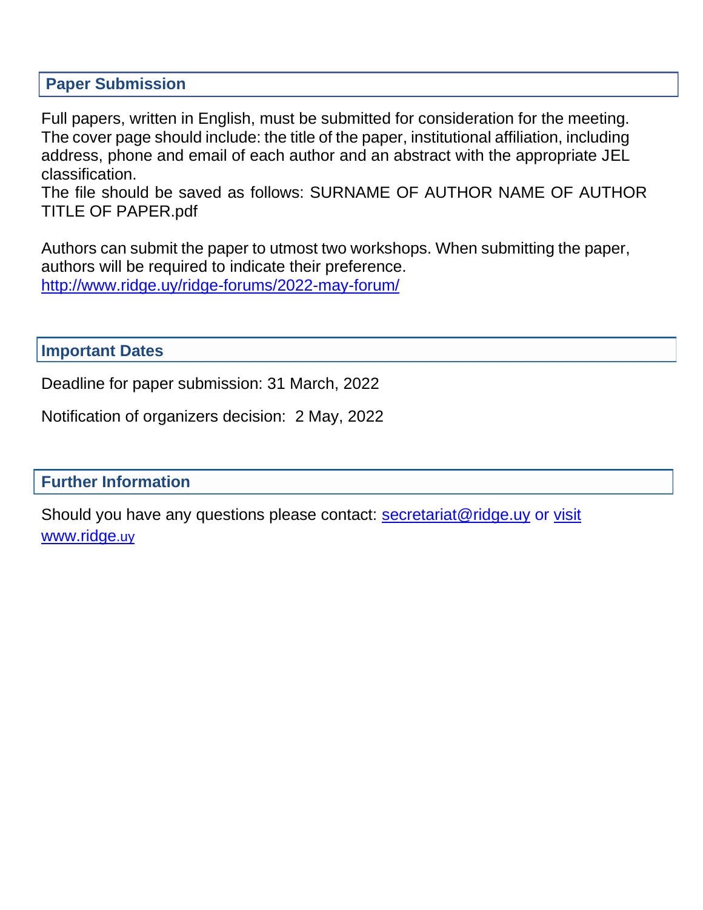## Paper Submission

Full papers, written in English, must be submitted for consideration for the meeting. The cover page should include: the title of the paper, institutional affiliation, including address, phone and email of each author and an abstract with the appropriate JEL classification.
The file should be saved as follows: SURNAME OF AUTHOR NAME OF AUTHOR TITLE OF PAPER.pdf

Authors can submit the paper to utmost two workshops. When submitting the paper, authors will be required to indicate their preference.
http://www.ridge.uy/ridge-forums/2022-may-forum/

## Important Dates

Deadline for paper submission: 31 March, 2022

Notification of organizers decision: 2 May, 2022

## Further Information

Should you have any questions please contact: secretariat@ridge.uy or visit www.ridge.uy